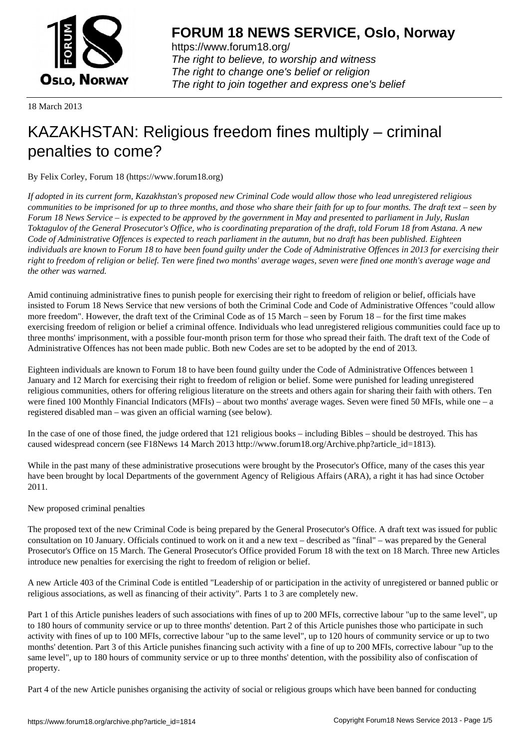# FORUM 18 NEWS SERVICE, Oslo, Norway

https://www.forum18.org/
*The right to believe, to worship and witness*
*The right to change one's belief or religion*
*The right to join together and express one's belief*

18 March 2013

# KAZAKHSTAN: Religious freedom fines multiply – criminal penalties to come?

By Felix Corley, Forum 18 (https://www.forum18.org)

*If adopted in its current form, Kazakhstan's proposed new Criminal Code would allow those who lead unregistered religious communities to be imprisoned for up to three months, and those who share their faith for up to four months. The draft text – seen by Forum 18 News Service – is expected to be approved by the government in May and presented to parliament in July, Ruslan Toktagulov of the General Prosecutor's Office, who is coordinating preparation of the draft, told Forum 18 from Astana. A new Code of Administrative Offences is expected to reach parliament in the autumn, but no draft has been published. Eighteen individuals are known to Forum 18 to have been found guilty under the Code of Administrative Offences in 2013 for exercising their right to freedom of religion or belief. Ten were fined two months' average wages, seven were fined one month's average wage and the other was warned.*

Amid continuing administrative fines to punish people for exercising their right to freedom of religion or belief, officials have insisted to Forum 18 News Service that new versions of both the Criminal Code and Code of Administrative Offences "could allow more freedom". However, the draft text of the Criminal Code as of 15 March – seen by Forum 18 – for the first time makes exercising freedom of religion or belief a criminal offence. Individuals who lead unregistered religious communities could face up to three months' imprisonment, with a possible four-month prison term for those who spread their faith. The draft text of the Code of Administrative Offences has not been made public. Both new Codes are set to be adopted by the end of 2013.

Eighteen individuals are known to Forum 18 to have been found guilty under the Code of Administrative Offences between 1 January and 12 March for exercising their right to freedom of religion or belief. Some were punished for leading unregistered religious communities, others for offering religious literature on the streets and others again for sharing their faith with others. Ten were fined 100 Monthly Financial Indicators (MFIs) – about two months' average wages. Seven were fined 50 MFIs, while one – a registered disabled man – was given an official warning (see below).

In the case of one of those fined, the judge ordered that 121 religious books – including Bibles – should be destroyed. This has caused widespread concern (see F18News 14 March 2013 http://www.forum18.org/Archive.php?article_id=1813).

While in the past many of these administrative prosecutions were brought by the Prosecutor's Office, many of the cases this year have been brought by local Departments of the government Agency of Religious Affairs (ARA), a right it has had since October 2011.

New proposed criminal penalties

The proposed text of the new Criminal Code is being prepared by the General Prosecutor's Office. A draft text was issued for public consultation on 10 January. Officials continued to work on it and a new text – described as "final" – was prepared by the General Prosecutor's Office on 15 March. The General Prosecutor's Office provided Forum 18 with the text on 18 March. Three new Articles introduce new penalties for exercising the right to freedom of religion or belief.

A new Article 403 of the Criminal Code is entitled "Leadership of or participation in the activity of unregistered or banned public or religious associations, as well as financing of their activity". Parts 1 to 3 are completely new.

Part 1 of this Article punishes leaders of such associations with fines of up to 200 MFIs, corrective labour "up to the same level", up to 180 hours of community service or up to three months' detention. Part 2 of this Article punishes those who participate in such activity with fines of up to 100 MFIs, corrective labour "up to the same level", up to 120 hours of community service or up to two months' detention. Part 3 of this Article punishes financing such activity with a fine of up to 200 MFIs, corrective labour "up to the same level", up to 180 hours of community service or up to three months' detention, with the possibility also of confiscation of property.

Part 4 of the new Article punishes organising the activity of social or religious groups which have been banned for conducting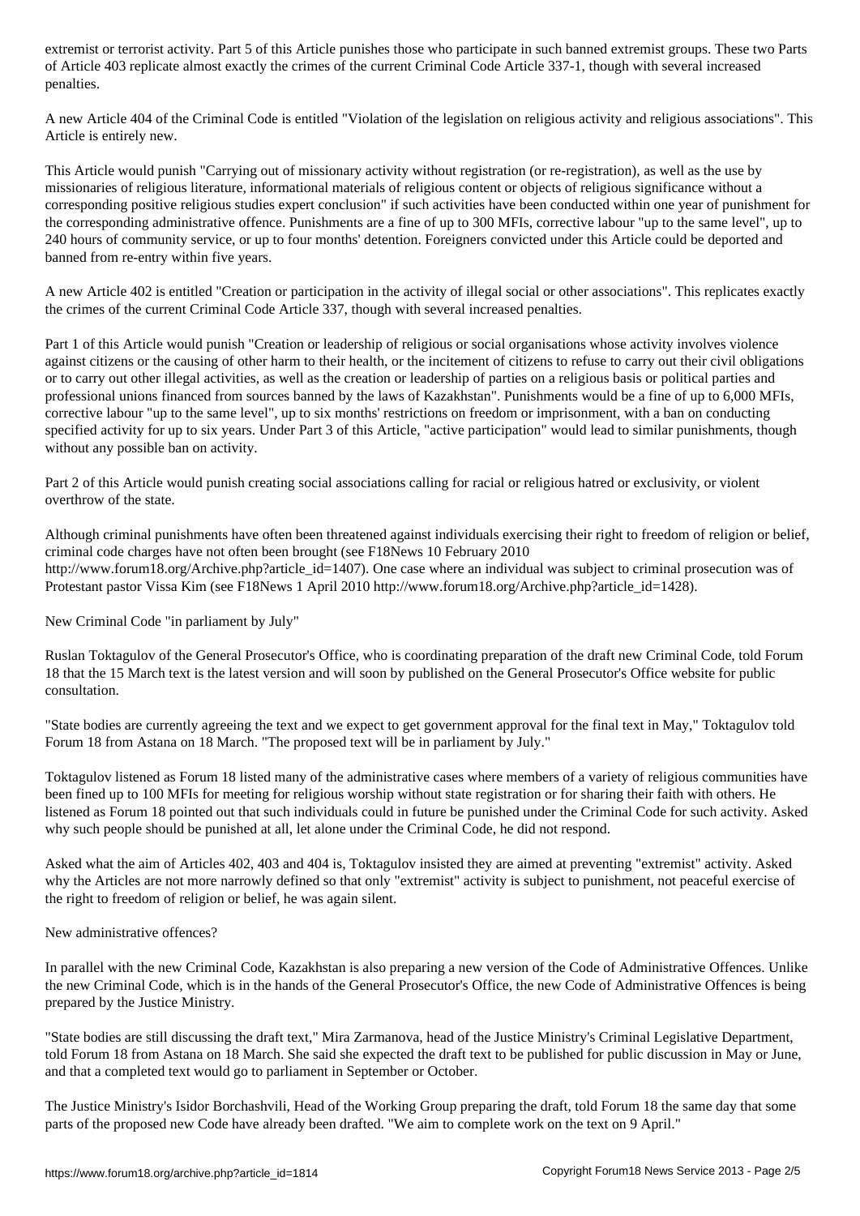extremist or terrorist activity. Part 5 of this Article punishes those who participate in such banned extremist groups. These two Parts of Article 403 replicate almost exactly the crimes of the current Criminal Code Article 337-1, though with several increased penalties.

A new Article 404 of the Criminal Code is entitled "Violation of the legislation on religious activity and religious associations". This Article is entirely new.

This Article would punish "Carrying out of missionary activity without registration (or re-registration), as well as the use by missionaries of religious literature, informational materials of religious content or objects of religious significance without a corresponding positive religious studies expert conclusion" if such activities have been conducted within one year of punishment for the corresponding administrative offence. Punishments are a fine of up to 300 MFIs, corrective labour "up to the same level", up to 240 hours of community service, or up to four months' detention. Foreigners convicted under this Article could be deported and banned from re-entry within five years.

A new Article 402 is entitled "Creation or participation in the activity of illegal social or other associations". This replicates exactly the crimes of the current Criminal Code Article 337, though with several increased penalties.

Part 1 of this Article would punish "Creation or leadership of religious or social organisations whose activity involves violence against citizens or the causing of other harm to their health, or the incitement of citizens to refuse to carry out their civil obligations or to carry out other illegal activities, as well as the creation or leadership of parties on a religious basis or political parties and professional unions financed from sources banned by the laws of Kazakhstan". Punishments would be a fine of up to 6,000 MFIs, corrective labour "up to the same level", up to six months' restrictions on freedom or imprisonment, with a ban on conducting specified activity for up to six years. Under Part 3 of this Article, "active participation" would lead to similar punishments, though without any possible ban on activity.

Part 2 of this Article would punish creating social associations calling for racial or religious hatred or exclusivity, or violent overthrow of the state.

Although criminal punishments have often been threatened against individuals exercising their right to freedom of religion or belief, criminal code charges have not often been brought (see F18News 10 February 2010 http://www.forum18.org/Archive.php?article_id=1407). One case where an individual was subject to criminal prosecution was of Protestant pastor Vissa Kim (see F18News 1 April 2010 http://www.forum18.org/Archive.php?article_id=1428).

## New Criminal Code "in parliament by July"

Ruslan Toktagulov of the General Prosecutor's Office, who is coordinating preparation of the draft new Criminal Code, told Forum 18 that the 15 March text is the latest version and will soon by published on the General Prosecutor's Office website for public consultation.

"State bodies are currently agreeing the text and we expect to get government approval for the final text in May," Toktagulov told Forum 18 from Astana on 18 March. "The proposed text will be in parliament by July."

Toktagulov listened as Forum 18 listed many of the administrative cases where members of a variety of religious communities have been fined up to 100 MFIs for meeting for religious worship without state registration or for sharing their faith with others. He listened as Forum 18 pointed out that such individuals could in future be punished under the Criminal Code for such activity. Asked why such people should be punished at all, let alone under the Criminal Code, he did not respond.

Asked what the aim of Articles 402, 403 and 404 is, Toktagulov insisted they are aimed at preventing "extremist" activity. Asked why the Articles are not more narrowly defined so that only "extremist" activity is subject to punishment, not peaceful exercise of the right to freedom of religion or belief, he was again silent.

## New administrative offences?

In parallel with the new Criminal Code, Kazakhstan is also preparing a new version of the Code of Administrative Offences. Unlike the new Criminal Code, which is in the hands of the General Prosecutor's Office, the new Code of Administrative Offences is being prepared by the Justice Ministry.

"State bodies are still discussing the draft text," Mira Zarmanova, head of the Justice Ministry's Criminal Legislative Department, told Forum 18 from Astana on 18 March. She said she expected the draft text to be published for public discussion in May or June, and that a completed text would go to parliament in September or October.

The Justice Ministry's Isidor Borchashvili, Head of the Working Group preparing the draft, told Forum 18 the same day that some parts of the proposed new Code have already been drafted. "We aim to complete work on the text on 9 April."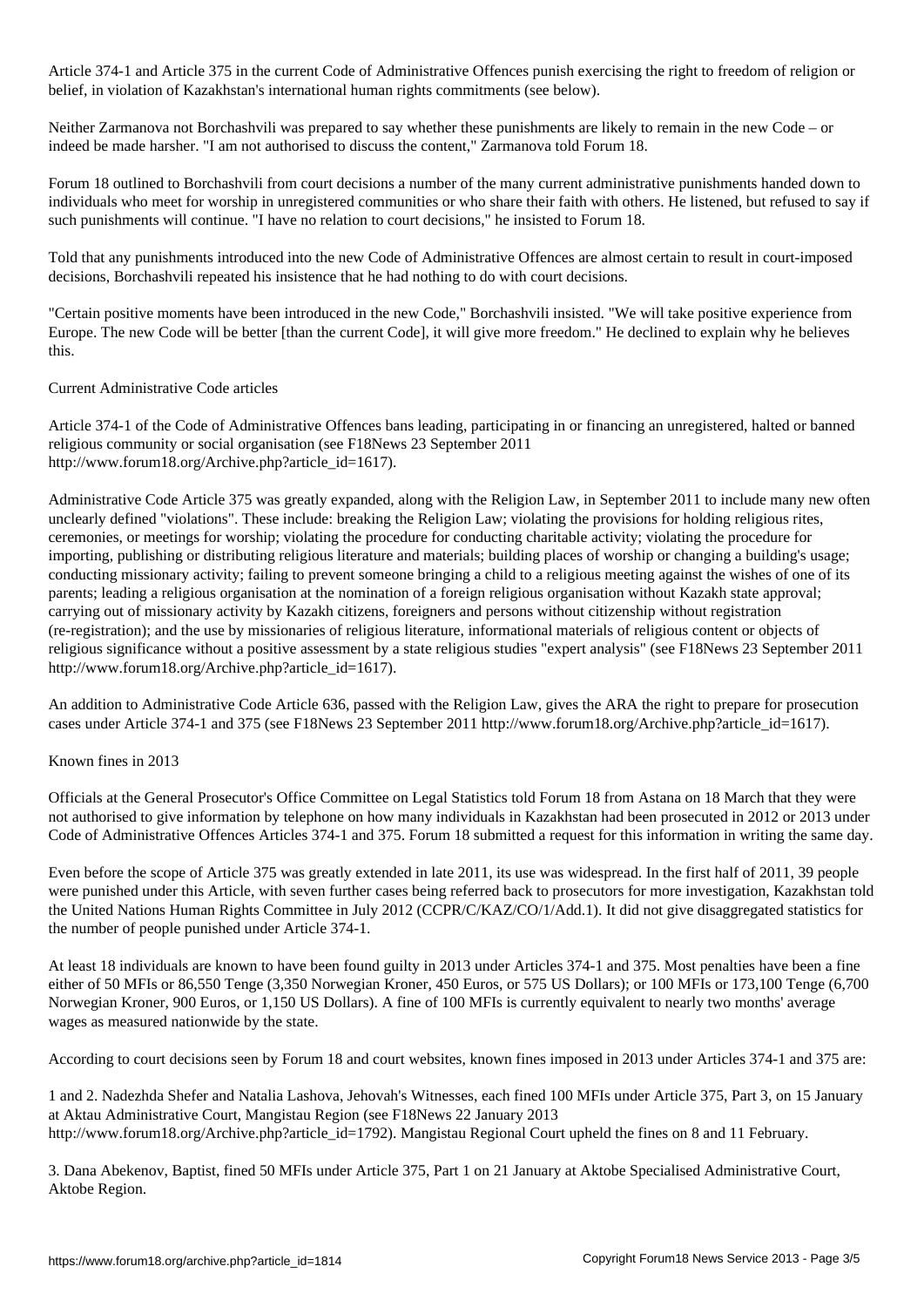Article 374-1 and Article 375 in the current Code of Administrative Offences punish exercising the right to freedom of religion or belief, in violation of Kazakhstan's international human rights commitments (see below).

Neither Zarmanova not Borchashvili was prepared to say whether these punishments are likely to remain in the new Code – or indeed be made harsher. "I am not authorised to discuss the content," Zarmanova told Forum 18.

Forum 18 outlined to Borchashvili from court decisions a number of the many current administrative punishments handed down to individuals who meet for worship in unregistered communities or who share their faith with others. He listened, but refused to say if such punishments will continue. "I have no relation to court decisions," he insisted to Forum 18.

Told that any punishments introduced into the new Code of Administrative Offences are almost certain to result in court-imposed decisions, Borchashvili repeated his insistence that he had nothing to do with court decisions.

"Certain positive moments have been introduced in the new Code," Borchashvili insisted. "We will take positive experience from Europe. The new Code will be better [than the current Code], it will give more freedom." He declined to explain why he believes this.

## Current Administrative Code articles

Article 374-1 of the Code of Administrative Offences bans leading, participating in or financing an unregistered, halted or banned religious community or social organisation (see F18News 23 September 2011 http://www.forum18.org/Archive.php?article_id=1617).

Administrative Code Article 375 was greatly expanded, along with the Religion Law, in September 2011 to include many new often unclearly defined "violations". These include: breaking the Religion Law; violating the provisions for holding religious rites, ceremonies, or meetings for worship; violating the procedure for conducting charitable activity; violating the procedure for importing, publishing or distributing religious literature and materials; building places of worship or changing a building's usage; conducting missionary activity; failing to prevent someone bringing a child to a religious meeting against the wishes of one of its parents; leading a religious organisation at the nomination of a foreign religious organisation without Kazakh state approval; carrying out of missionary activity by Kazakh citizens, foreigners and persons without citizenship without registration (re-registration); and the use by missionaries of religious literature, informational materials of religious content or objects of religious significance without a positive assessment by a state religious studies "expert analysis" (see F18News 23 September 2011 http://www.forum18.org/Archive.php?article_id=1617).

An addition to Administrative Code Article 636, passed with the Religion Law, gives the ARA the right to prepare for prosecution cases under Article 374-1 and 375 (see F18News 23 September 2011 http://www.forum18.org/Archive.php?article_id=1617).

## Known fines in 2013

Officials at the General Prosecutor's Office Committee on Legal Statistics told Forum 18 from Astana on 18 March that they were not authorised to give information by telephone on how many individuals in Kazakhstan had been prosecuted in 2012 or 2013 under Code of Administrative Offences Articles 374-1 and 375. Forum 18 submitted a request for this information in writing the same day.

Even before the scope of Article 375 was greatly extended in late 2011, its use was widespread. In the first half of 2011, 39 people were punished under this Article, with seven further cases being referred back to prosecutors for more investigation, Kazakhstan told the United Nations Human Rights Committee in July 2012 (CCPR/C/KAZ/CO/1/Add.1). It did not give disaggregated statistics for the number of people punished under Article 374-1.

At least 18 individuals are known to have been found guilty in 2013 under Articles 374-1 and 375. Most penalties have been a fine either of 50 MFIs or 86,550 Tenge (3,350 Norwegian Kroner, 450 Euros, or 575 US Dollars); or 100 MFIs or 173,100 Tenge (6,700 Norwegian Kroner, 900 Euros, or 1,150 US Dollars). A fine of 100 MFIs is currently equivalent to nearly two months' average wages as measured nationwide by the state.

According to court decisions seen by Forum 18 and court websites, known fines imposed in 2013 under Articles 374-1 and 375 are:

1 and 2. Nadezhda Shefer and Natalia Lashova, Jehovah's Witnesses, each fined 100 MFIs under Article 375, Part 3, on 15 January at Aktau Administrative Court, Mangistau Region (see F18News 22 January 2013 http://www.forum18.org/Archive.php?article_id=1792). Mangistau Regional Court upheld the fines on 8 and 11 February.

3. Dana Abekenov, Baptist, fined 50 MFIs under Article 375, Part 1 on 21 January at Aktobe Specialised Administrative Court, Aktobe Region.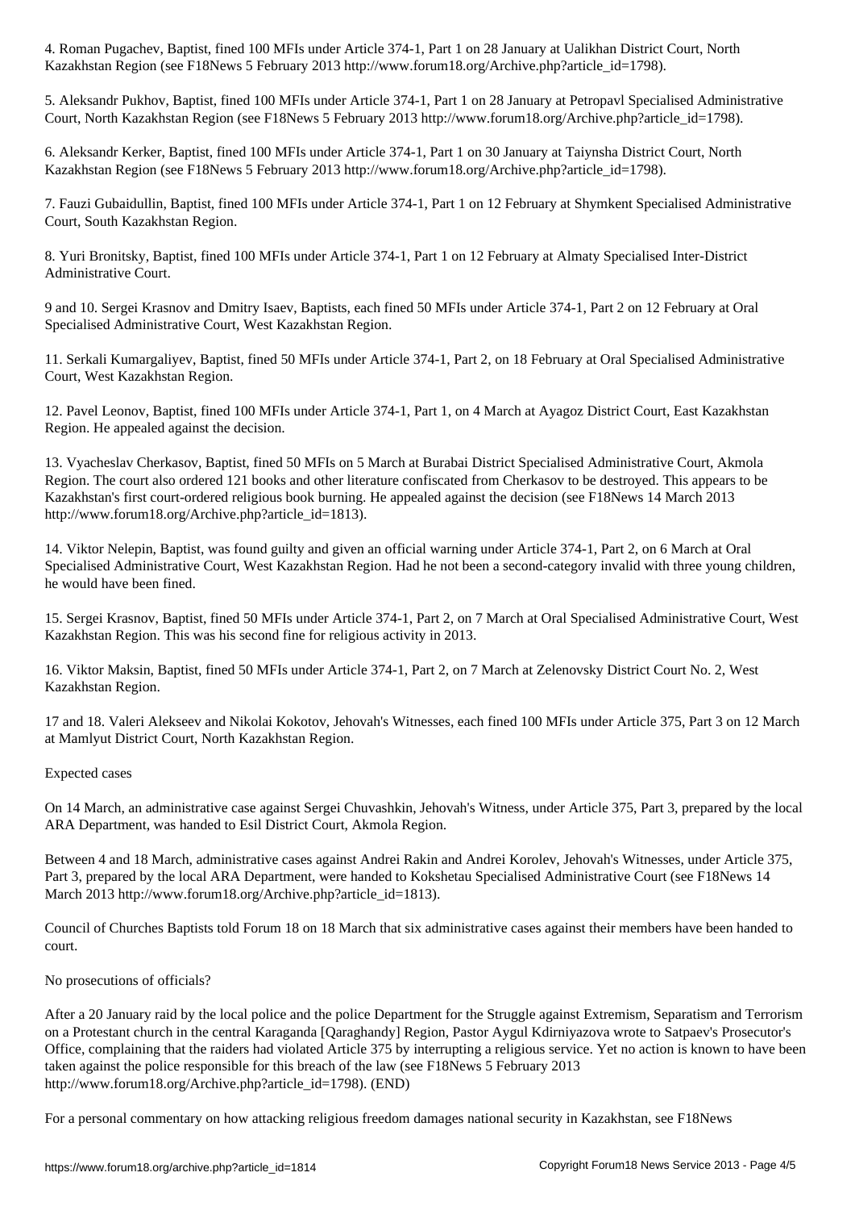4. Roman Pugachev, Baptist, fined 100 MFIs under Article 374-1, Part 1 on 28 January at Ualikhan District Court, North Kazakhstan Region (see F18News 5 February 2013 http://www.forum18.org/Archive.php?article_id=1798).

5. Aleksandr Pukhov, Baptist, fined 100 MFIs under Article 374-1, Part 1 on 28 January at Petropavl Specialised Administrative Court, North Kazakhstan Region (see F18News 5 February 2013 http://www.forum18.org/Archive.php?article_id=1798).

6. Aleksandr Kerker, Baptist, fined 100 MFIs under Article 374-1, Part 1 on 30 January at Taiynsha District Court, North Kazakhstan Region (see F18News 5 February 2013 http://www.forum18.org/Archive.php?article_id=1798).

7. Fauzi Gubaidullin, Baptist, fined 100 MFIs under Article 374-1, Part 1 on 12 February at Shymkent Specialised Administrative Court, South Kazakhstan Region.

8. Yuri Bronitsky, Baptist, fined 100 MFIs under Article 374-1, Part 1 on 12 February at Almaty Specialised Inter-District Administrative Court.

9 and 10. Sergei Krasnov and Dmitry Isaev, Baptists, each fined 50 MFIs under Article 374-1, Part 2 on 12 February at Oral Specialised Administrative Court, West Kazakhstan Region.

11. Serkali Kumargaliyev, Baptist, fined 50 MFIs under Article 374-1, Part 2, on 18 February at Oral Specialised Administrative Court, West Kazakhstan Region.

12. Pavel Leonov, Baptist, fined 100 MFIs under Article 374-1, Part 1, on 4 March at Ayagoz District Court, East Kazakhstan Region. He appealed against the decision.

13. Vyacheslav Cherkasov, Baptist, fined 50 MFIs on 5 March at Burabai District Specialised Administrative Court, Akmola Region. The court also ordered 121 books and other literature confiscated from Cherkasov to be destroyed. This appears to be Kazakhstan's first court-ordered religious book burning. He appealed against the decision (see F18News 14 March 2013 http://www.forum18.org/Archive.php?article_id=1813).

14. Viktor Nelepin, Baptist, was found guilty and given an official warning under Article 374-1, Part 2, on 6 March at Oral Specialised Administrative Court, West Kazakhstan Region. Had he not been a second-category invalid with three young children, he would have been fined.

15. Sergei Krasnov, Baptist, fined 50 MFIs under Article 374-1, Part 2, on 7 March at Oral Specialised Administrative Court, West Kazakhstan Region. This was his second fine for religious activity in 2013.

16. Viktor Maksin, Baptist, fined 50 MFIs under Article 374-1, Part 2, on 7 March at Zelenovsky District Court No. 2, West Kazakhstan Region.

17 and 18. Valeri Alekseev and Nikolai Kokotov, Jehovah's Witnesses, each fined 100 MFIs under Article 375, Part 3 on 12 March at Mamlyut District Court, North Kazakhstan Region.

Expected cases

On 14 March, an administrative case against Sergei Chuvashkin, Jehovah's Witness, under Article 375, Part 3, prepared by the local ARA Department, was handed to Esil District Court, Akmola Region.

Between 4 and 18 March, administrative cases against Andrei Rakin and Andrei Korolev, Jehovah's Witnesses, under Article 375, Part 3, prepared by the local ARA Department, were handed to Kokshetau Specialised Administrative Court (see F18News 14 March 2013 http://www.forum18.org/Archive.php?article_id=1813).

Council of Churches Baptists told Forum 18 on 18 March that six administrative cases against their members have been handed to court.

No prosecutions of officials?

After a 20 January raid by the local police and the police Department for the Struggle against Extremism, Separatism and Terrorism on a Protestant church in the central Karaganda [Qaraghandy] Region, Pastor Aygul Kdirniyazova wrote to Satpaev's Prosecutor's Office, complaining that the raiders had violated Article 375 by interrupting a religious service. Yet no action is known to have been taken against the police responsible for this breach of the law (see F18News 5 February 2013 http://www.forum18.org/Archive.php?article_id=1798). (END)

For a personal commentary on how attacking religious freedom damages national security in Kazakhstan, see F18News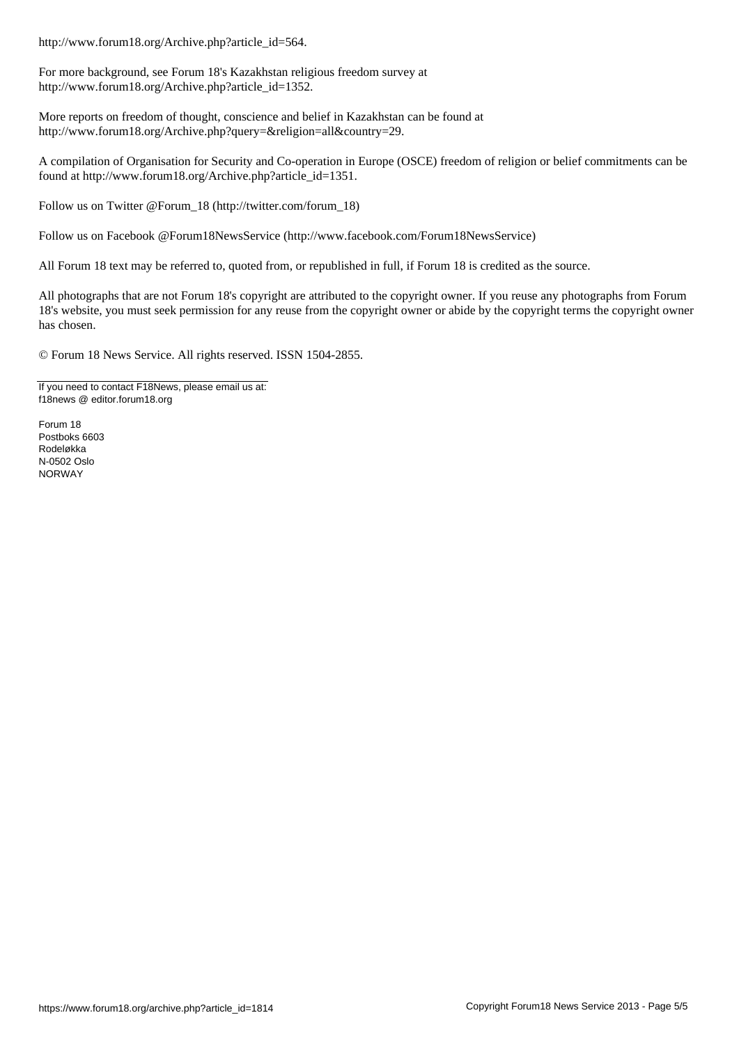http://www.forum18.org/Archive.php?article_id=564.

For more background, see Forum 18's Kazakhstan religious freedom survey at http://www.forum18.org/Archive.php?article_id=1352.

More reports on freedom of thought, conscience and belief in Kazakhstan can be found at http://www.forum18.org/Archive.php?query=&religion=all&country=29.

A compilation of Organisation for Security and Co-operation in Europe (OSCE) freedom of religion or belief commitments can be found at http://www.forum18.org/Archive.php?article_id=1351.

Follow us on Twitter @Forum_18 (http://twitter.com/forum_18)

Follow us on Facebook @Forum18NewsService (http://www.facebook.com/Forum18NewsService)

All Forum 18 text may be referred to, quoted from, or republished in full, if Forum 18 is credited as the source.

All photographs that are not Forum 18's copyright are attributed to the copyright owner. If you reuse any photographs from Forum 18's website, you must seek permission for any reuse from the copyright owner or abide by the copyright terms the copyright owner has chosen.

© Forum 18 News Service. All rights reserved. ISSN 1504-2855.

If you need to contact F18News, please email us at:
f18news @ editor.forum18.org

Forum 18
Postboks 6603
Rodeløkka
N-0502 Oslo
NORWAY